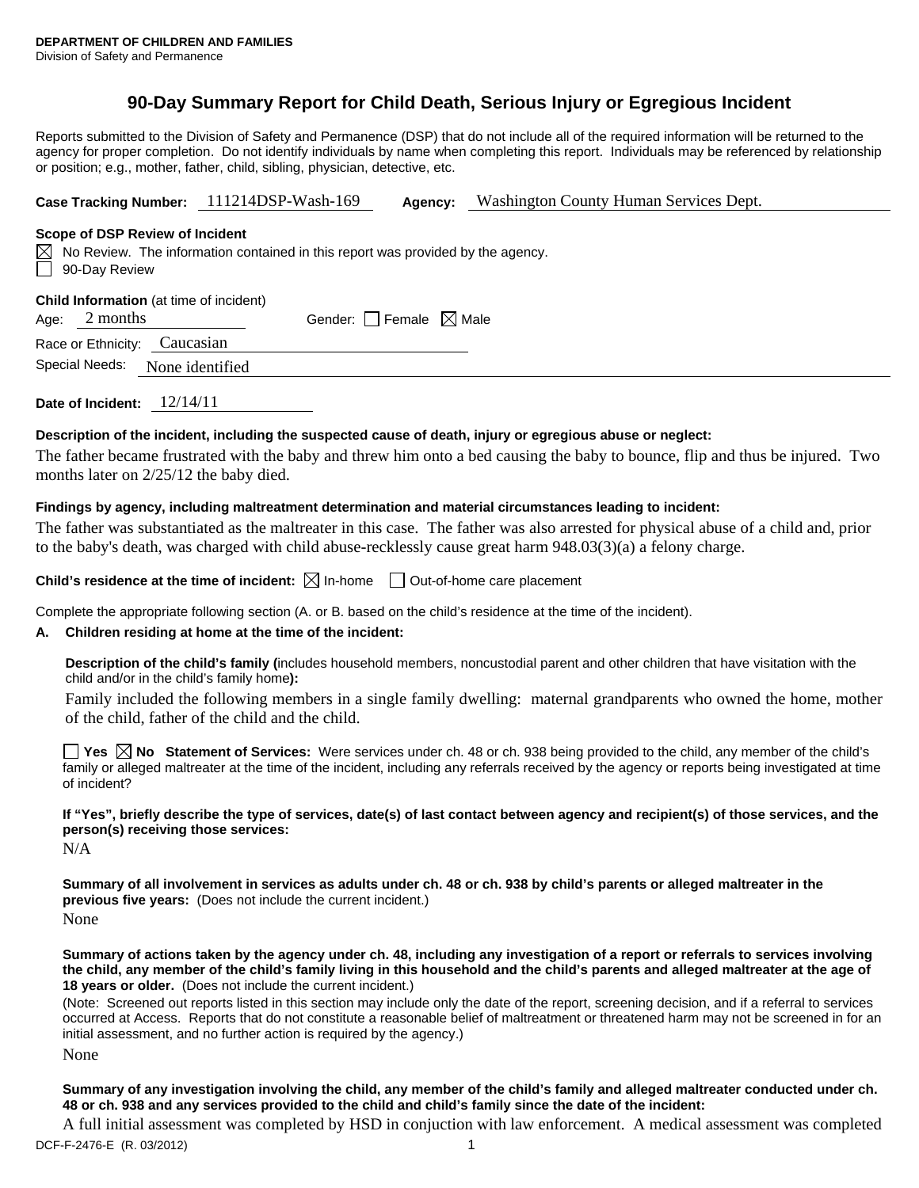**DEPARTMENT OF CHILDREN AND FAMILIES**
Division of Safety and Permanence

# 90-Day Summary Report for Child Death, Serious Injury or Egregious Incident

Reports submitted to the Division of Safety and Permanence (DSP) that do not include all of the required information will be returned to the agency for proper completion. Do not identify individuals by name when completing this report. Individuals may be referenced by relationship or position; e.g., mother, father, child, sibling, physician, detective, etc.

**Case Tracking Number:** 111214DSP-Wash-169 **Agency:** Washington County Human Services Dept.

**Scope of DSP Review of Incident**

☒ No Review. The information contained in this report was provided by the agency.
☐ 90-Day Review

**Child Information** (at time of incident)

Age: 2 months Gender: ☐ Female ☒ Male

Race or Ethnicity: Caucasian

Special Needs: None identified

**Date of Incident:** 12/14/11

**Description of the incident, including the suspected cause of death, injury or egregious abuse or neglect:**

The father became frustrated with the baby and threw him onto a bed causing the baby to bounce, flip and thus be injured. Two months later on 2/25/12 the baby died.

**Findings by agency, including maltreatment determination and material circumstances leading to incident:**

The father was substantiated as the maltreater in this case. The father was also arrested for physical abuse of a child and, prior to the baby's death, was charged with child abuse-recklessly cause great harm 948.03(3)(a) a felony charge.

**Child's residence at the time of incident:** ☒ In-home ☐ Out-of-home care placement

Complete the appropriate following section (A. or B. based on the child's residence at the time of the incident).

**A. Children residing at home at the time of the incident:**

**Description of the child's family (**includes household members, noncustodial parent and other children that have visitation with the child and/or in the child's family home**):**

Family included the following members in a single family dwelling: maternal grandparents who owned the home, mother of the child, father of the child and the child.

☐ **Yes** ☒ **No Statement of Services:** Were services under ch. 48 or ch. 938 being provided to the child, any member of the child's family or alleged maltreater at the time of the incident, including any referrals received by the agency or reports being investigated at time of incident?

**If "Yes", briefly describe the type of services, date(s) of last contact between agency and recipient(s) of those services, and the person(s) receiving those services:**

N/A

**Summary of all involvement in services as adults under ch. 48 or ch. 938 by child's parents or alleged maltreater in the previous five years:** (Does not include the current incident.)

None

**Summary of actions taken by the agency under ch. 48, including any investigation of a report or referrals to services involving the child, any member of the child's family living in this household and the child's parents and alleged maltreater at the age of 18 years or older.** (Does not include the current incident.)

(Note: Screened out reports listed in this section may include only the date of the report, screening decision, and if a referral to services occurred at Access. Reports that do not constitute a reasonable belief of maltreatment or threatened harm may not be screened in for an initial assessment, and no further action is required by the agency.)

None

**Summary of any investigation involving the child, any member of the child's family and alleged maltreater conducted under ch. 48 or ch. 938 and any services provided to the child and child's family since the date of the incident:**

A full initial assessment was completed by HSD in conjuction with law enforcement. A medical assessment was completed

DCF-F-2476-E (R. 03/2012)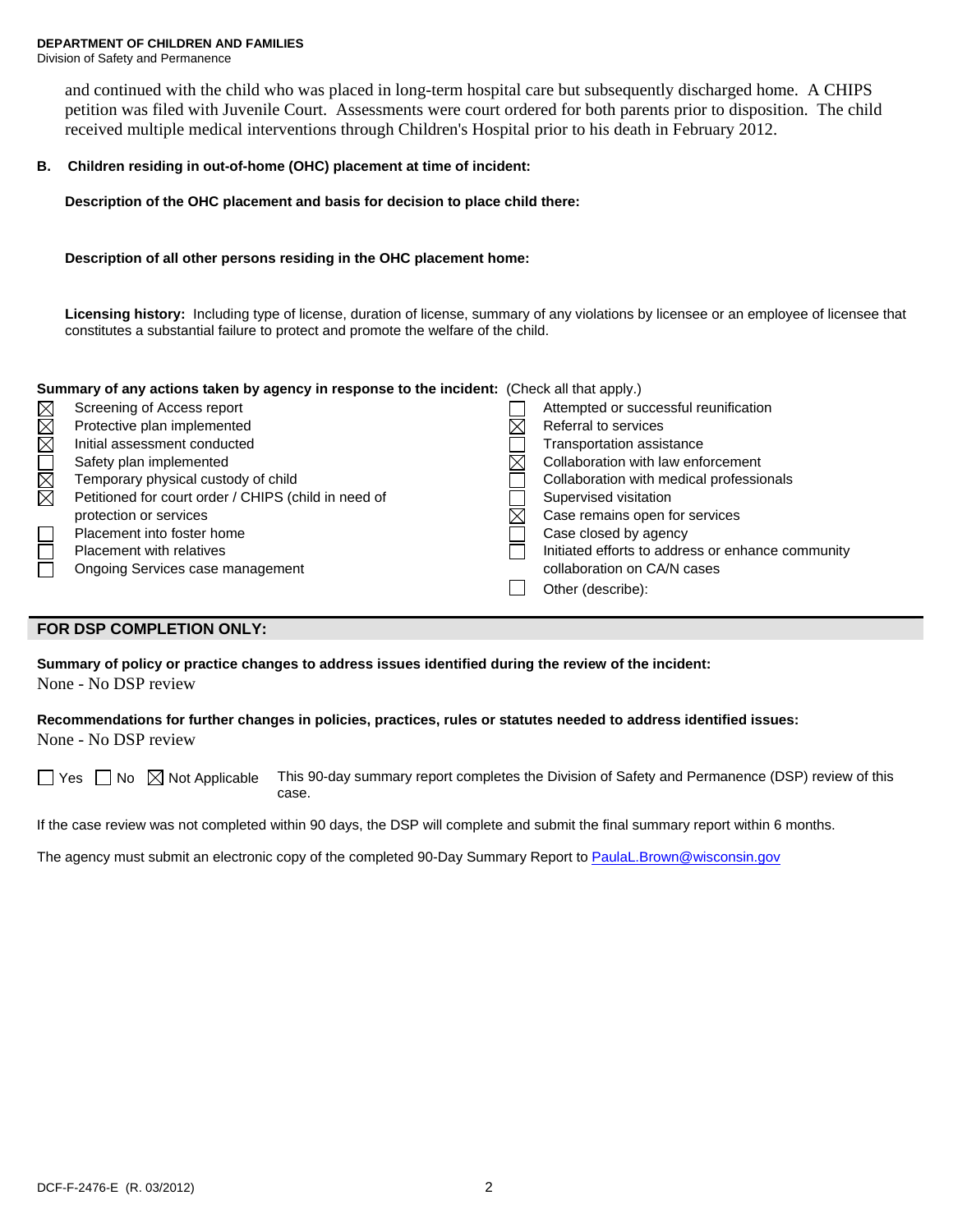**DEPARTMENT OF CHILDREN AND FAMILIES**
Division of Safety and Permanence

and continued with the child who was placed in long-term hospital care but subsequently discharged home. A CHIPS petition was filed with Juvenile Court. Assessments were court ordered for both parents prior to disposition. The child received multiple medical interventions through Children's Hospital prior to his death in February 2012.

**B. Children residing in out-of-home (OHC) placement at time of incident:**

**Description of the OHC placement and basis for decision to place child there:**

**Description of all other persons residing in the OHC placement home:**

**Licensing history:** Including type of license, duration of license, summary of any violations by licensee or an employee of licensee that constitutes a substantial failure to protect and promote the welfare of the child.

**Summary of any actions taken by agency in response to the incident:** (Check all that apply.)

- ☒ Screening of Access report
- ☒ Protective plan implemented
- ☒ Initial assessment conducted
- ☐ Safety plan implemented
- ☒ Temporary physical custody of child
- ☒ Petitioned for court order / CHIPS (child in need of protection or services
- ☐ Placement into foster home
- ☐ Placement with relatives
- ☐ Ongoing Services case management
- ☐ Attempted or successful reunification
- ☒ Referral to services
- ☐ Transportation assistance
- ☒ Collaboration with law enforcement
- ☐ Collaboration with medical professionals
- ☐ Supervised visitation
- ☒ Case remains open for services
- ☐ Case closed by agency
- ☐ Initiated efforts to address or enhance community collaboration on CA/N cases
- ☐ Other (describe):

## FOR DSP COMPLETION ONLY:

**Summary of policy or practice changes to address issues identified during the review of the incident:**
None - No DSP review

**Recommendations for further changes in policies, practices, rules or statutes needed to address identified issues:**
None - No DSP review

☐ Yes ☐ No ☒ Not Applicable — This 90-day summary report completes the Division of Safety and Permanence (DSP) review of this case.

If the case review was not completed within 90 days, the DSP will complete and submit the final summary report within 6 months.

The agency must submit an electronic copy of the completed 90-Day Summary Report to PaulaL.Brown@wisconsin.gov

DCF-F-2476-E (R. 03/2012)